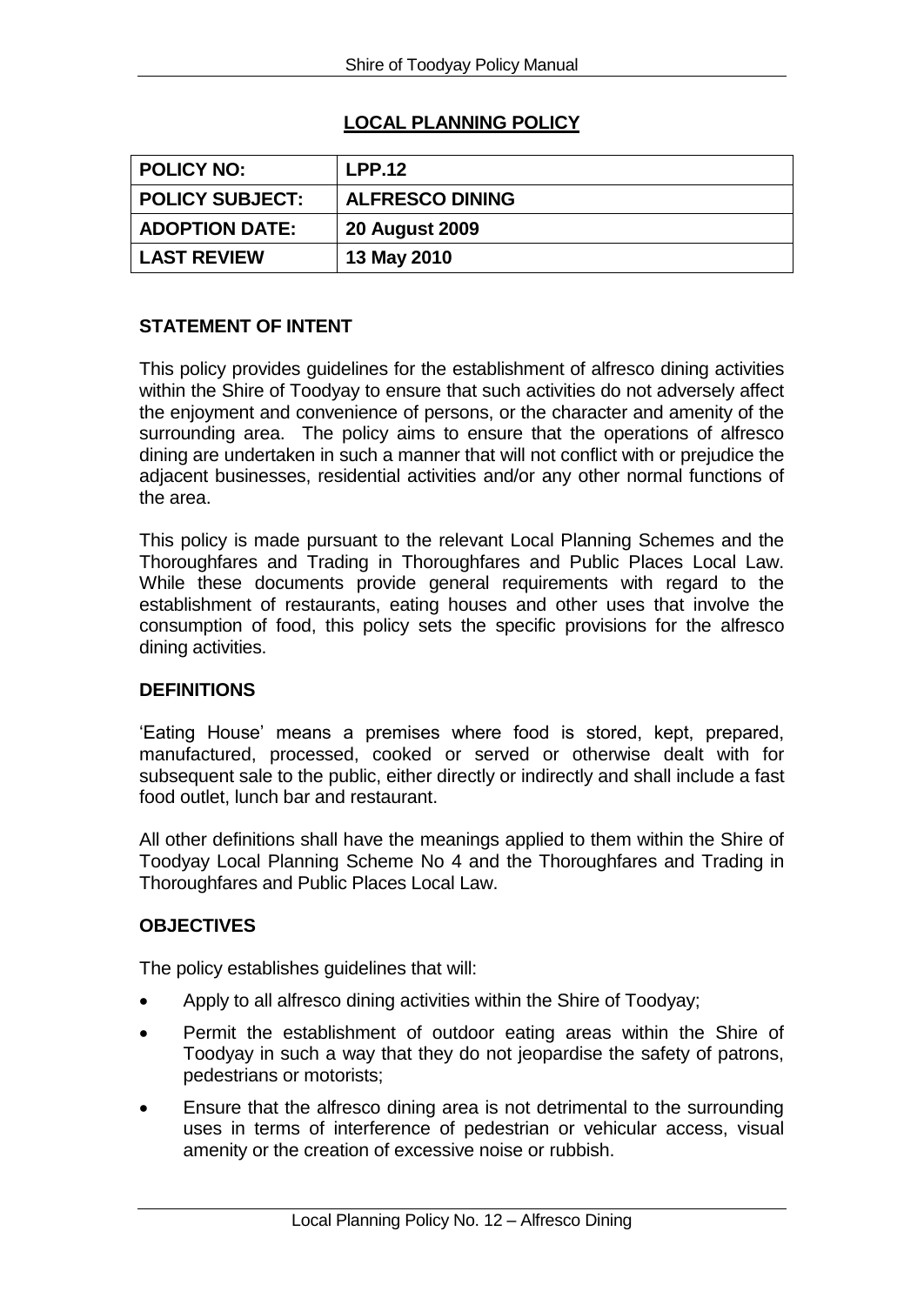# LOCAL PLANNING POLICY

| POLICY NO: | LPP.12 |
|---|---|
| POLICY SUBJECT: | ALFRESCO DINING |
| ADOPTION DATE: | 20 August 2009 |
| LAST REVIEW | 13 May 2010 |

## STATEMENT OF INTENT

This policy provides guidelines for the establishment of alfresco dining activities within the Shire of Toodyay to ensure that such activities do not adversely affect the enjoyment and convenience of persons, or the character and amenity of the surrounding area. The policy aims to ensure that the operations of alfresco dining are undertaken in such a manner that will not conflict with or prejudice the adjacent businesses, residential activities and/or any other normal functions of the area.

This policy is made pursuant to the relevant Local Planning Schemes and the Thoroughfares and Trading in Thoroughfares and Public Places Local Law. While these documents provide general requirements with regard to the establishment of restaurants, eating houses and other uses that involve the consumption of food, this policy sets the specific provisions for the alfresco dining activities.

## DEFINITIONS

'Eating House' means a premises where food is stored, kept, prepared, manufactured, processed, cooked or served or otherwise dealt with for subsequent sale to the public, either directly or indirectly and shall include a fast food outlet, lunch bar and restaurant.

All other definitions shall have the meanings applied to them within the Shire of Toodyay Local Planning Scheme No 4 and the Thoroughfares and Trading in Thoroughfares and Public Places Local Law.

## OBJECTIVES

The policy establishes guidelines that will:

- Apply to all alfresco dining activities within the Shire of Toodyay;
- Permit the establishment of outdoor eating areas within the Shire of Toodyay in such a way that they do not jeopardise the safety of patrons, pedestrians or motorists;
- Ensure that the alfresco dining area is not detrimental to the surrounding uses in terms of interference of pedestrian or vehicular access, visual amenity or the creation of excessive noise or rubbish.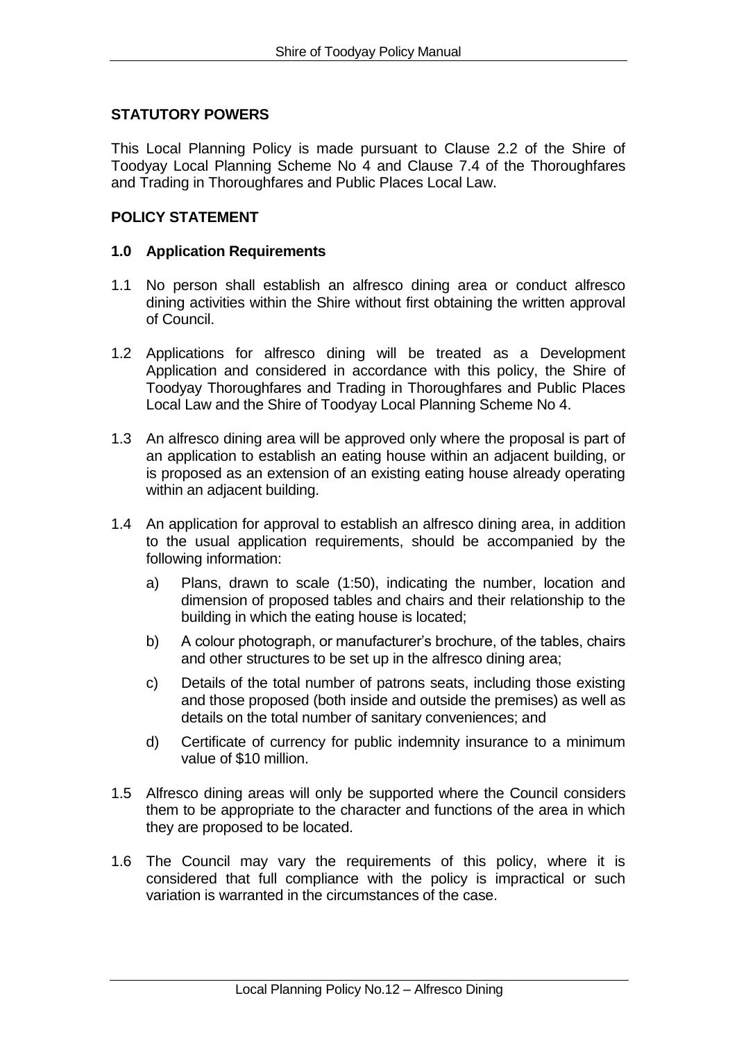## STATUTORY POWERS

This Local Planning Policy is made pursuant to Clause 2.2 of the Shire of Toodyay Local Planning Scheme No 4 and Clause 7.4 of the Thoroughfares and Trading in Thoroughfares and Public Places Local Law.

## POLICY STATEMENT

### 1.0 Application Requirements

1.1 No person shall establish an alfresco dining area or conduct alfresco dining activities within the Shire without first obtaining the written approval of Council.

1.2 Applications for alfresco dining will be treated as a Development Application and considered in accordance with this policy, the Shire of Toodyay Thoroughfares and Trading in Thoroughfares and Public Places Local Law and the Shire of Toodyay Local Planning Scheme No 4.

1.3 An alfresco dining area will be approved only where the proposal is part of an application to establish an eating house within an adjacent building, or is proposed as an extension of an existing eating house already operating within an adjacent building.

1.4 An application for approval to establish an alfresco dining area, in addition to the usual application requirements, should be accompanied by the following information:

a) Plans, drawn to scale (1:50), indicating the number, location and dimension of proposed tables and chairs and their relationship to the building in which the eating house is located;

b) A colour photograph, or manufacturer's brochure, of the tables, chairs and other structures to be set up in the alfresco dining area;

c) Details of the total number of patrons seats, including those existing and those proposed (both inside and outside the premises) as well as details on the total number of sanitary conveniences; and

d) Certificate of currency for public indemnity insurance to a minimum value of $10 million.

1.5 Alfresco dining areas will only be supported where the Council considers them to be appropriate to the character and functions of the area in which they are proposed to be located.

1.6 The Council may vary the requirements of this policy, where it is considered that full compliance with the policy is impractical or such variation is warranted in the circumstances of the case.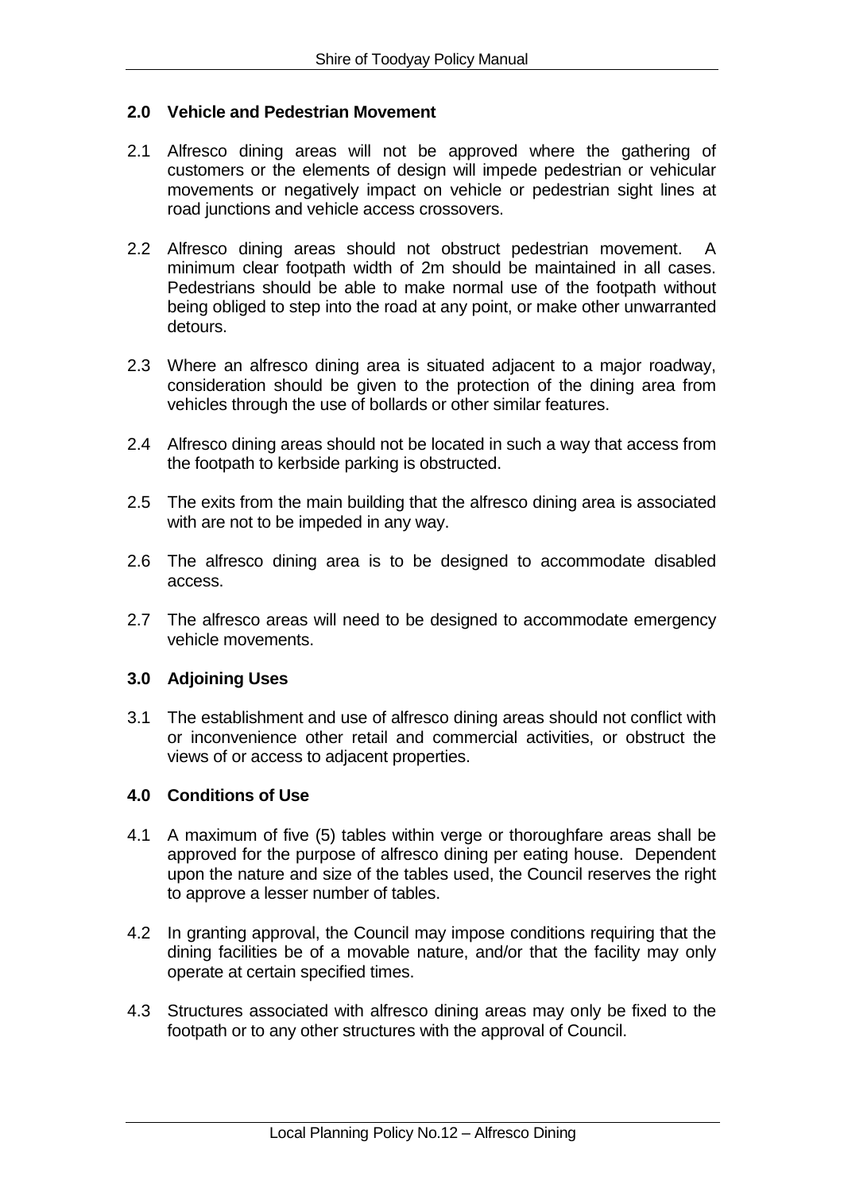## 2.0 Vehicle and Pedestrian Movement

2.1 Alfresco dining areas will not be approved where the gathering of customers or the elements of design will impede pedestrian or vehicular movements or negatively impact on vehicle or pedestrian sight lines at road junctions and vehicle access crossovers.

2.2 Alfresco dining areas should not obstruct pedestrian movement. A minimum clear footpath width of 2m should be maintained in all cases. Pedestrians should be able to make normal use of the footpath without being obliged to step into the road at any point, or make other unwarranted detours.

2.3 Where an alfresco dining area is situated adjacent to a major roadway, consideration should be given to the protection of the dining area from vehicles through the use of bollards or other similar features.

2.4 Alfresco dining areas should not be located in such a way that access from the footpath to kerbside parking is obstructed.

2.5 The exits from the main building that the alfresco dining area is associated with are not to be impeded in any way.

2.6 The alfresco dining area is to be designed to accommodate disabled access.

2.7 The alfresco areas will need to be designed to accommodate emergency vehicle movements.

## 3.0 Adjoining Uses

3.1 The establishment and use of alfresco dining areas should not conflict with or inconvenience other retail and commercial activities, or obstruct the views of or access to adjacent properties.

## 4.0 Conditions of Use

4.1 A maximum of five (5) tables within verge or thoroughfare areas shall be approved for the purpose of alfresco dining per eating house. Dependent upon the nature and size of the tables used, the Council reserves the right to approve a lesser number of tables.

4.2 In granting approval, the Council may impose conditions requiring that the dining facilities be of a movable nature, and/or that the facility may only operate at certain specified times.

4.3 Structures associated with alfresco dining areas may only be fixed to the footpath or to any other structures with the approval of Council.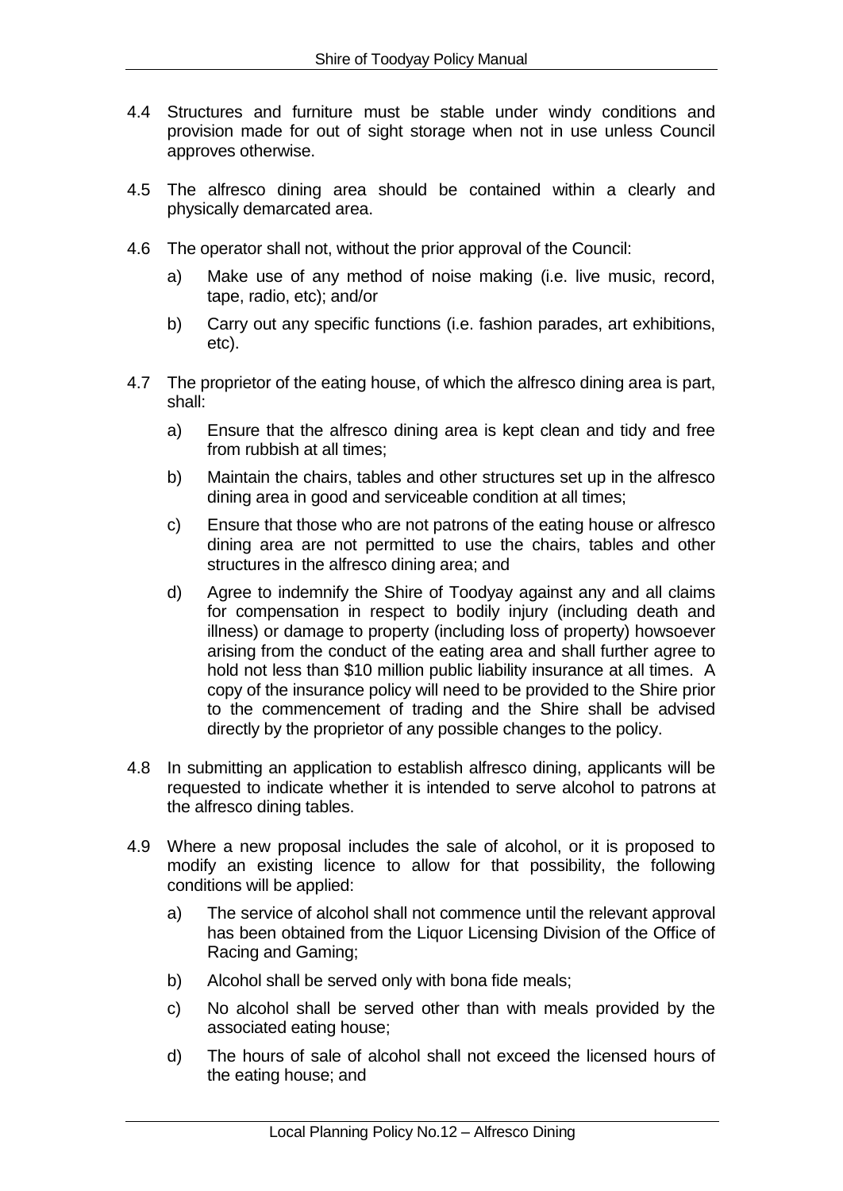4.4 Structures and furniture must be stable under windy conditions and provision made for out of sight storage when not in use unless Council approves otherwise.

4.5 The alfresco dining area should be contained within a clearly and physically demarcated area.

4.6 The operator shall not, without the prior approval of the Council:

  a) Make use of any method of noise making (i.e. live music, record, tape, radio, etc); and/or

  b) Carry out any specific functions (i.e. fashion parades, art exhibitions, etc).

4.7 The proprietor of the eating house, of which the alfresco dining area is part, shall:

  a) Ensure that the alfresco dining area is kept clean and tidy and free from rubbish at all times;

  b) Maintain the chairs, tables and other structures set up in the alfresco dining area in good and serviceable condition at all times;

  c) Ensure that those who are not patrons of the eating house or alfresco dining area are not permitted to use the chairs, tables and other structures in the alfresco dining area; and

  d) Agree to indemnify the Shire of Toodyay against any and all claims for compensation in respect to bodily injury (including death and illness) or damage to property (including loss of property) howsoever arising from the conduct of the eating area and shall further agree to hold not less than $10 million public liability insurance at all times. A copy of the insurance policy will need to be provided to the Shire prior to the commencement of trading and the Shire shall be advised directly by the proprietor of any possible changes to the policy.

4.8 In submitting an application to establish alfresco dining, applicants will be requested to indicate whether it is intended to serve alcohol to patrons at the alfresco dining tables.

4.9 Where a new proposal includes the sale of alcohol, or it is proposed to modify an existing licence to allow for that possibility, the following conditions will be applied:

  a) The service of alcohol shall not commence until the relevant approval has been obtained from the Liquor Licensing Division of the Office of Racing and Gaming;

  b) Alcohol shall be served only with bona fide meals;

  c) No alcohol shall be served other than with meals provided by the associated eating house;

  d) The hours of sale of alcohol shall not exceed the licensed hours of the eating house; and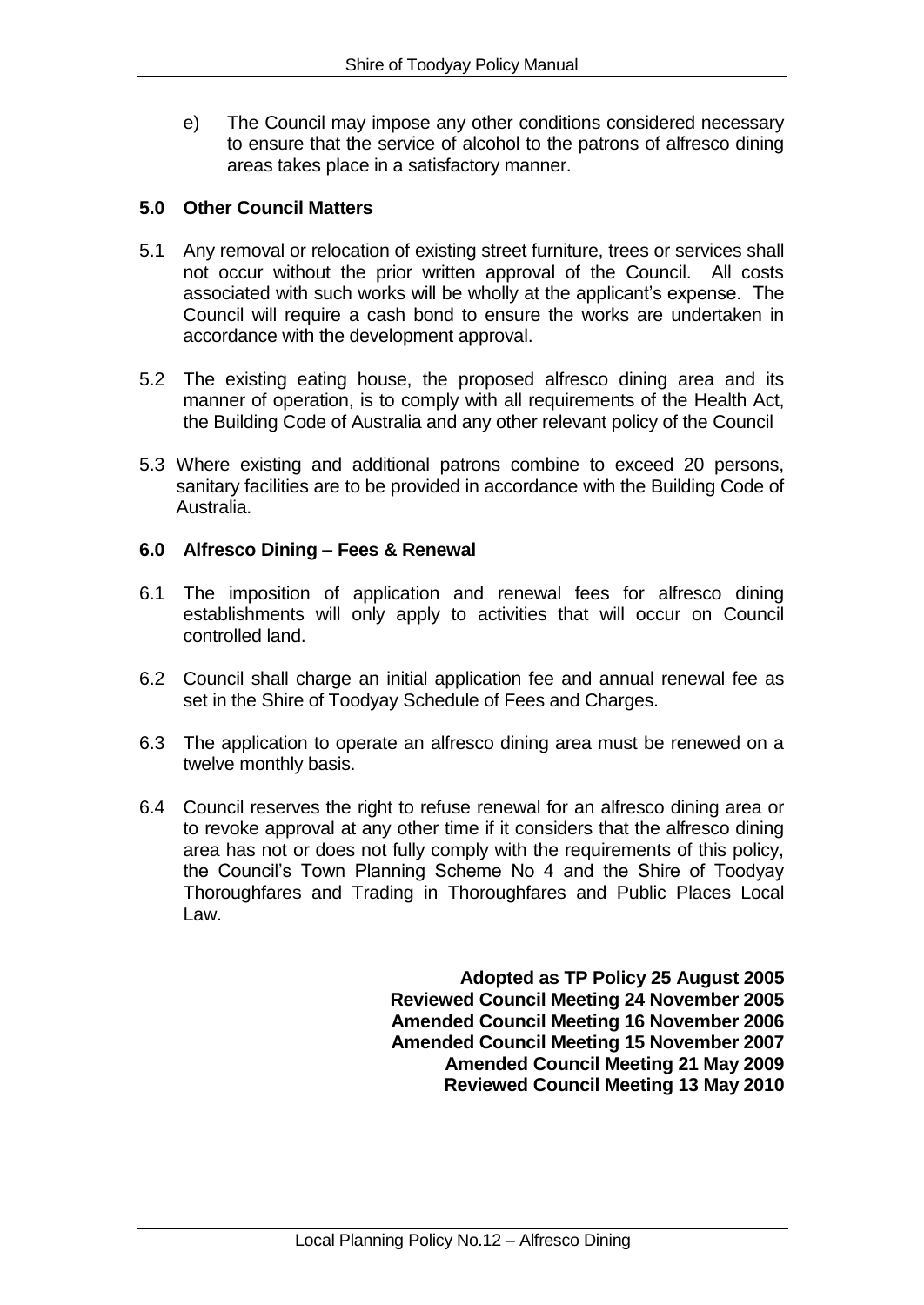e) The Council may impose any other conditions considered necessary to ensure that the service of alcohol to the patrons of alfresco dining areas takes place in a satisfactory manner.

## 5.0 Other Council Matters

5.1 Any removal or relocation of existing street furniture, trees or services shall not occur without the prior written approval of the Council. All costs associated with such works will be wholly at the applicant's expense. The Council will require a cash bond to ensure the works are undertaken in accordance with the development approval.

5.2 The existing eating house, the proposed alfresco dining area and its manner of operation, is to comply with all requirements of the Health Act, the Building Code of Australia and any other relevant policy of the Council

5.3 Where existing and additional patrons combine to exceed 20 persons, sanitary facilities are to be provided in accordance with the Building Code of Australia.

## 6.0 Alfresco Dining – Fees & Renewal

6.1 The imposition of application and renewal fees for alfresco dining establishments will only apply to activities that will occur on Council controlled land.

6.2 Council shall charge an initial application fee and annual renewal fee as set in the Shire of Toodyay Schedule of Fees and Charges.

6.3 The application to operate an alfresco dining area must be renewed on a twelve monthly basis.

6.4 Council reserves the right to refuse renewal for an alfresco dining area or to revoke approval at any other time if it considers that the alfresco dining area has not or does not fully comply with the requirements of this policy, the Council's Town Planning Scheme No 4 and the Shire of Toodyay Thoroughfares and Trading in Thoroughfares and Public Places Local Law.

**Adopted as TP Policy 25 August 2005**
**Reviewed Council Meeting 24 November 2005**
**Amended Council Meeting 16 November 2006**
**Amended Council Meeting 15 November 2007**
**Amended Council Meeting 21 May 2009**
**Reviewed Council Meeting 13 May 2010**